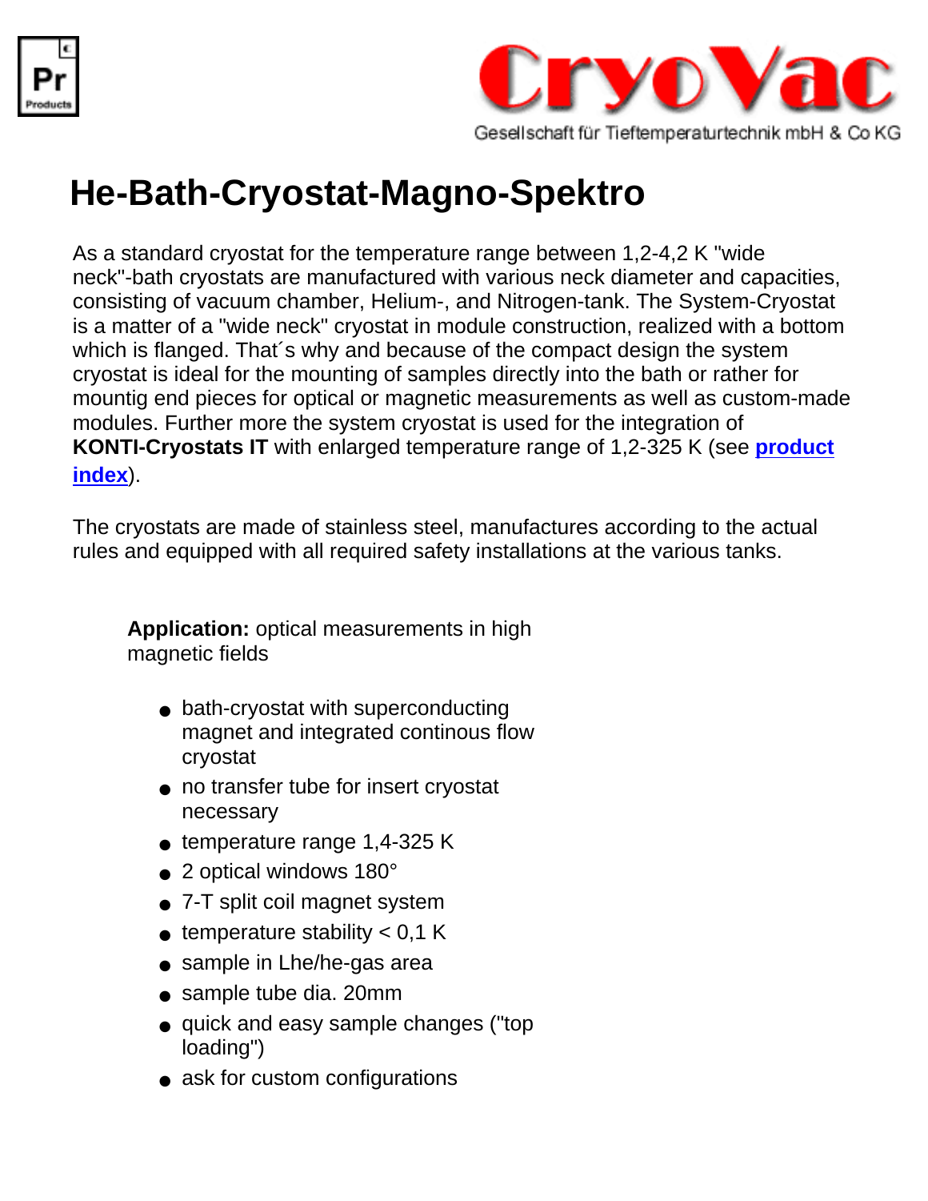CryoVac

Gesellschaft für Tieftemperaturtechnik mbH & Co KG

# He-Bath-Cryostat-Magno-Spektro

As a standard cryostat for the temperature range between 1,2-4,2 K "wide neck"-bath cryostats are manufactured with various neck diameter and capacities, consisting of vacuum chamber, Helium-, and Nitrogen-tank. The System-Cryostat is a matter of a "wide neck" cryostat in module construction, realized with a bottom which is flanged. That´s why and because of the compact design the system cryostat is ideal for the mounting of samples directly into the bath or rather for mountig end pieces for optical or magnetic measurements as well as custom-made modules. Further more the system cryostat is used for the integration of **KONTI-Cryostats IT** with enlarged temperature range of 1,2-325 K (see **product index**).

The cryostats are made of stainless steel, manufactures according to the actual rules and equipped with all required safety installations at the various tanks.

**Application:** optical measurements in high magnetic fields

- bath-cryostat with superconducting magnet and integrated continous flow cryostat
- no transfer tube for insert cryostat necessary
- temperature range 1,4-325 K
- 2 optical windows 180°
- 7-T split coil magnet system
- temperature stability < 0,1 K
- sample in Lhe/he-gas area
- sample tube dia. 20mm
- quick and easy sample changes ("top loading")
- ask for custom configurations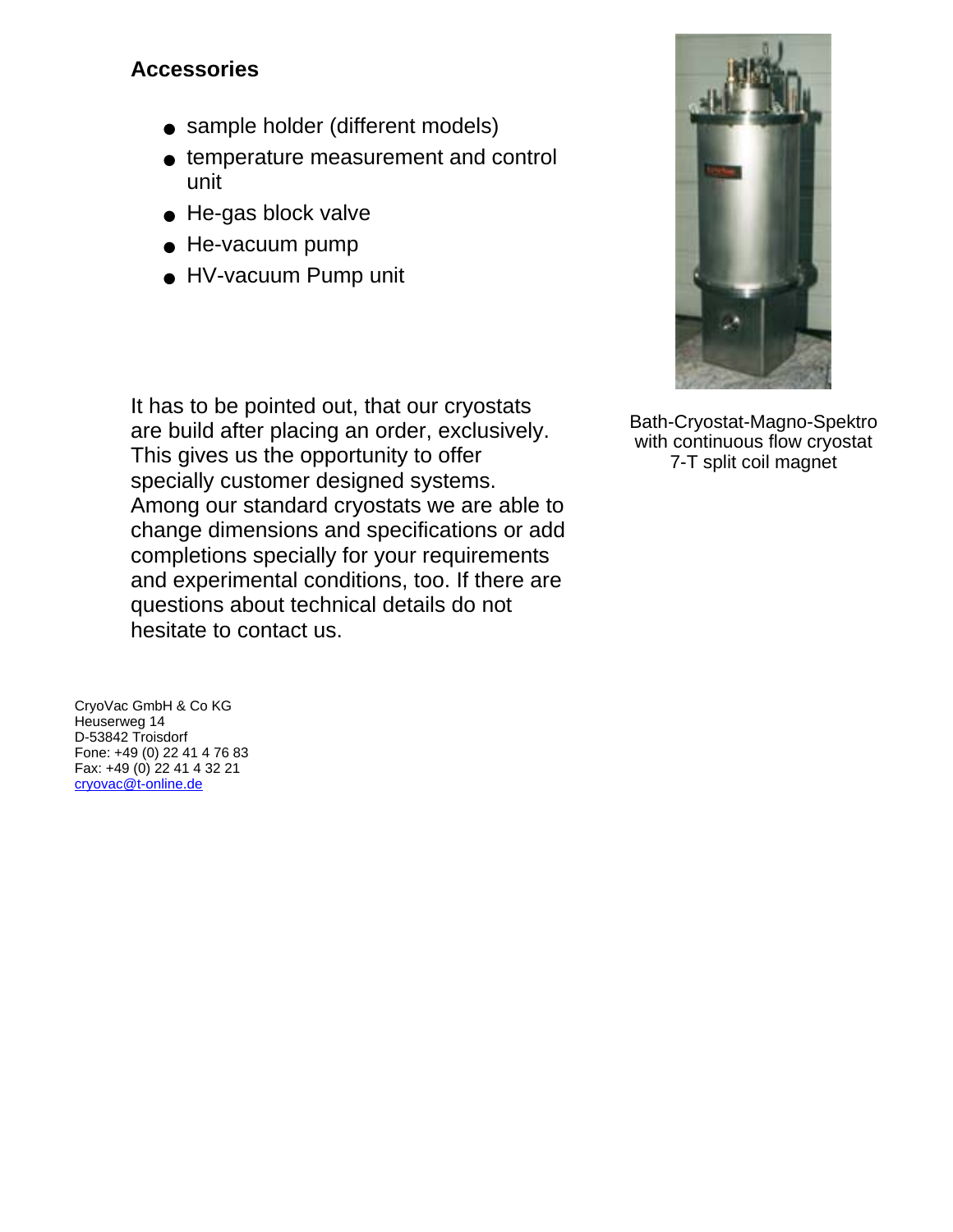## Accessories

- sample holder (different models)
- temperature measurement and control unit
- He-gas block valve
- He-vacuum pump
- HV-vacuum Pump unit

Bath-Cryostat-Magno-Spektro
with continuous flow cryostat
7-T split coil magnet

It has to be pointed out, that our cryostats are build after placing an order, exclusively. This gives us the opportunity to offer specially customer designed systems. Among our standard cryostats we are able to change dimensions and specifications or add completions specially for your requirements and experimental conditions, too. If there are questions about technical details do not hesitate to contact us.

CryoVac GmbH & Co KG
Heuserweg 14
D-53842 Troisdorf
Fone: +49 (0) 22 41 4 76 83
Fax: +49 (0) 22 41 4 32 21
cryovac@t-online.de